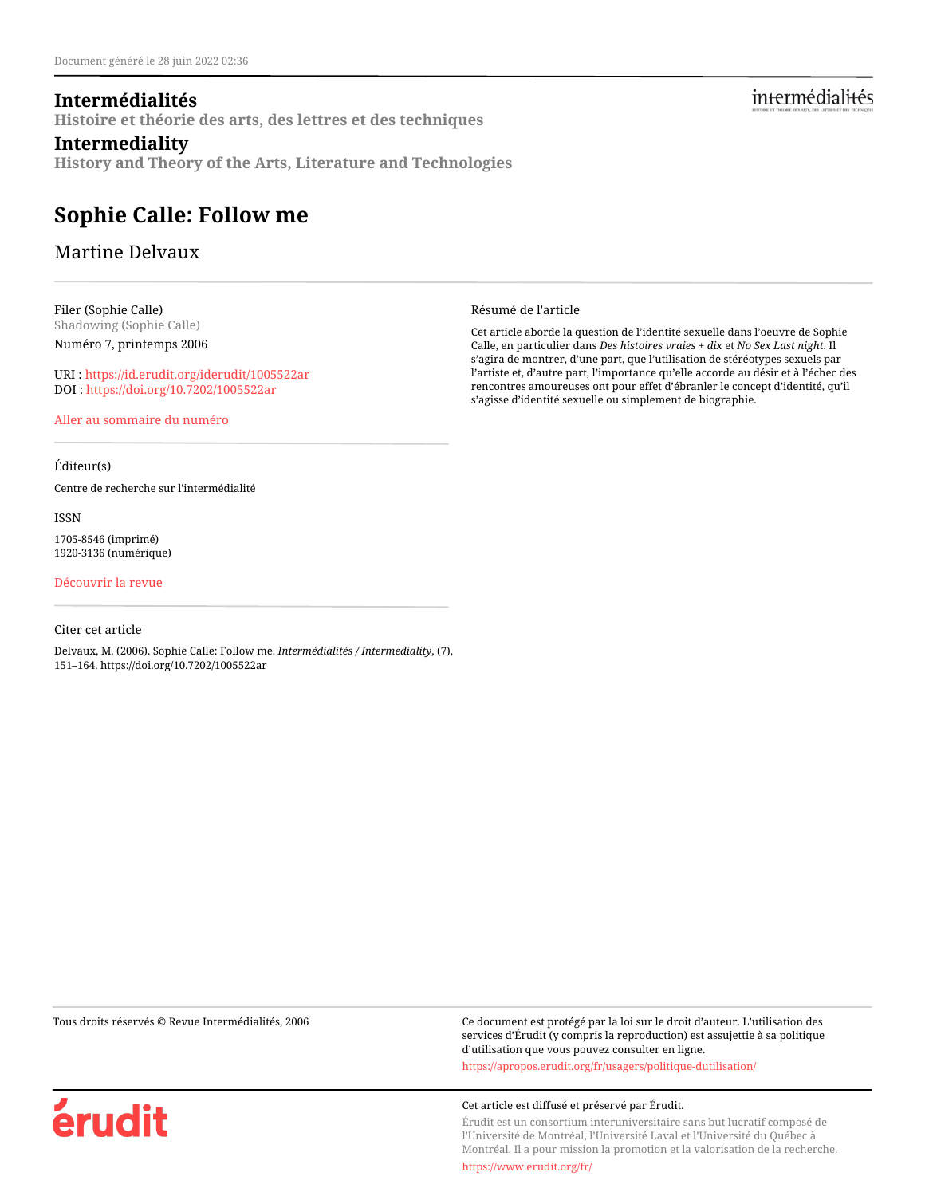Document généré le 28 juin 2022 02:36

# Intermédialités

Histoire et théorie des arts, des lettres et des techniques

# Intermediality

History and Theory of the Arts, Literature and Technologies

## Sophie Calle: Follow me

Martine Delvaux

Filer (Sophie Calle)
Shadowing (Sophie Calle)
Numéro 7, printemps 2006

URI : https://id.erudit.org/iderudit/1005522ar
DOI : https://doi.org/10.7202/1005522ar

Aller au sommaire du numéro

Éditeur(s)

Centre de recherche sur l'intermédialité

ISSN

1705-8546 (imprimé)
1920-3136 (numérique)

Découvrir la revue

Citer cet article

Delvaux, M. (2006). Sophie Calle: Follow me. *Intermédialités / Intermediality*, (7), 151–164. https://doi.org/10.7202/1005522ar

Résumé de l'article

Cet article aborde la question de l'identité sexuelle dans l'oeuvre de Sophie Calle, en particulier dans *Des histoires vraies + dix* et *No Sex Last night*. Il s'agira de montrer, d'une part, que l'utilisation de stéréotypes sexuels par l'artiste et, d'autre part, l'importance qu'elle accorde au désir et à l'échec des rencontres amoureuses ont pour effet d'ébranler le concept d'identité, qu'il s'agisse d'identité sexuelle ou simplement de biographie.

Tous droits réservés © Revue Intermédialités, 2006

Ce document est protégé par la loi sur le droit d'auteur. L'utilisation des services d'Érudit (y compris la reproduction) est assujettie à sa politique d'utilisation que vous pouvez consulter en ligne.
https://apropos.erudit.org/fr/usagers/politique-dutilisation/

Cet article est diffusé et préservé par Érudit.
Érudit est un consortium interuniversitaire sans but lucratif composé de l'Université de Montréal, l'Université Laval et l'Université du Québec à Montréal. Il a pour mission la promotion et la valorisation de la recherche.
https://www.erudit.org/fr/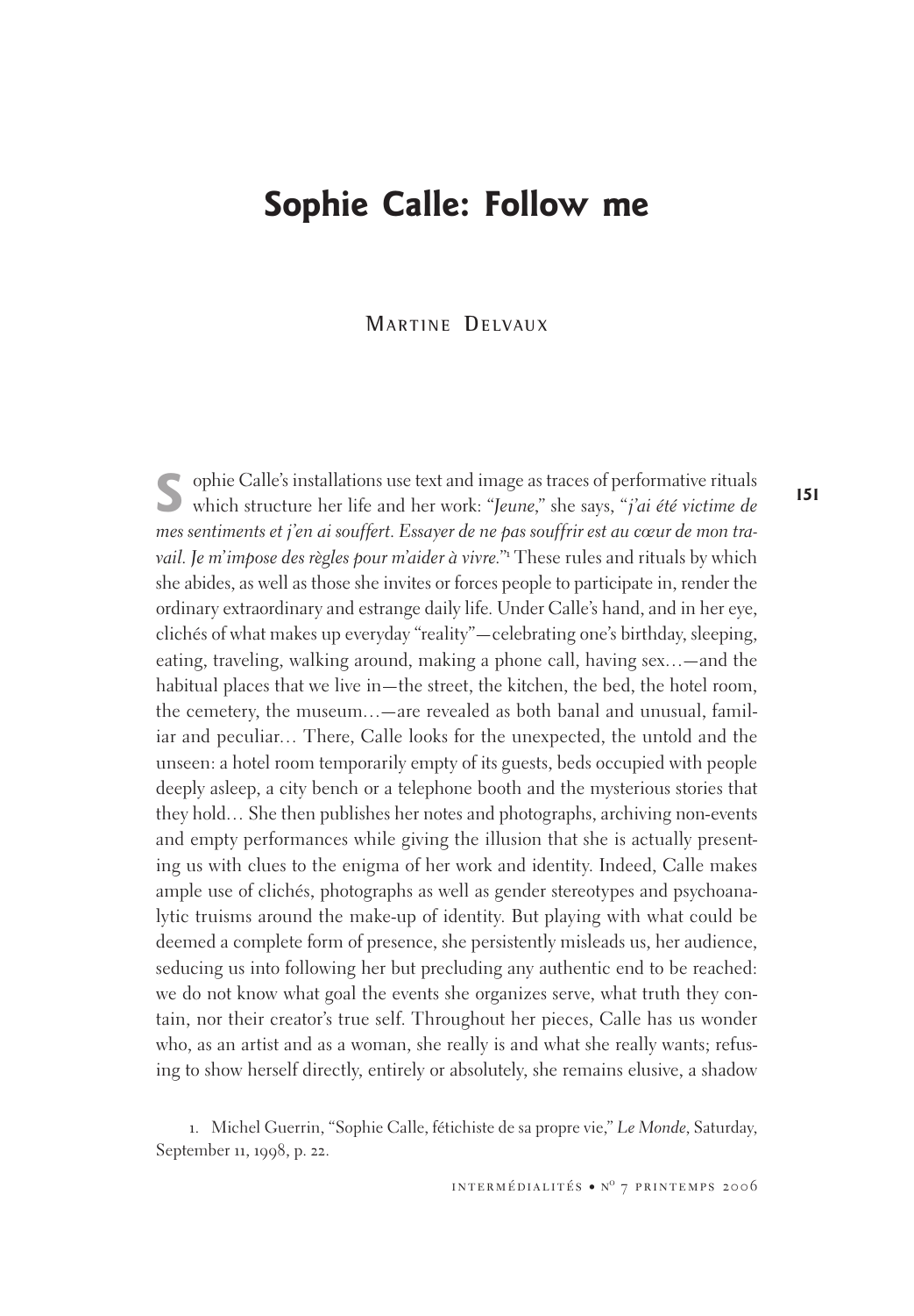# Sophie Calle: Follow me

Martine Delvaux

Sophie Calle's installations use text and image as traces of performative rituals which structure her life and her work: "*Jeune*," she says, "*j'ai été victime de mes sentiments et j'en ai souffert. Essayer de ne pas souffrir est au cœur de mon travail. Je m'impose des règles pour m'aider à vivre.*"[1] These rules and rituals by which she abides, as well as those she invites or forces people to participate in, render the ordinary extraordinary and estrange daily life. Under Calle's hand, and in her eye, clichés of what makes up everyday "reality"—celebrating one's birthday, sleeping, eating, traveling, walking around, making a phone call, having sex…—and the habitual places that we live in—the street, the kitchen, the bed, the hotel room, the cemetery, the museum…—are revealed as both banal and unusual, familiar and peculiar… There, Calle looks for the unexpected, the untold and the unseen: a hotel room temporarily empty of its guests, beds occupied with people deeply asleep, a city bench or a telephone booth and the mysterious stories that they hold… She then publishes her notes and photographs, archiving non-events and empty performances while giving the illusion that she is actually presenting us with clues to the enigma of her work and identity. Indeed, Calle makes ample use of clichés, photographs as well as gender stereotypes and psychoanalytic truisms around the make-up of identity. But playing with what could be deemed a complete form of presence, she persistently misleads us, her audience, seducing us into following her but precluding any authentic end to be reached: we do not know what goal the events she organizes serve, what truth they contain, nor their creator's true self. Throughout her pieces, Calle has us wonder who, as an artist and as a woman, she really is and what she really wants; refusing to show herself directly, entirely or absolutely, she remains elusive, a shadow

1. Michel Guerrin, "Sophie Calle, fétichiste de sa propre vie," *Le Monde*, Saturday, September 11, 1998, p. 22.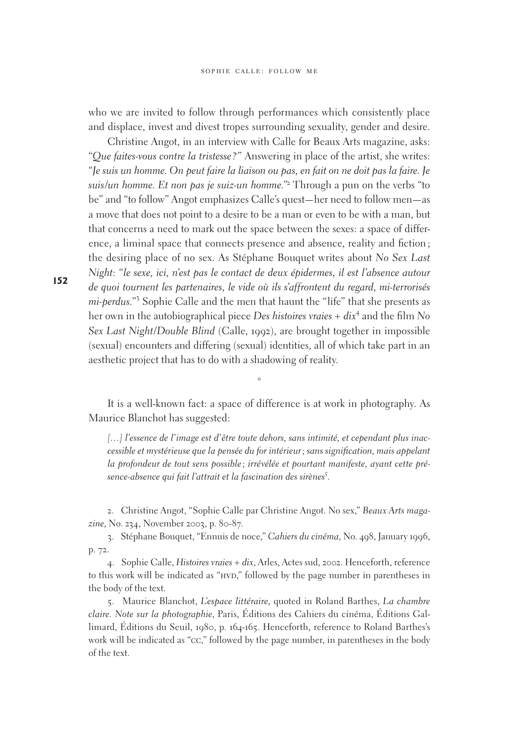who we are invited to follow through performances which consistently place and displace, invest and divest tropes surrounding sexuality, gender and desire.

Christine Angot, in an interview with Calle for Beaux Arts magazine, asks: "*Que faites-vous contre la tristesse?*" Answering in place of the artist, she writes: "*Je suis un homme. On peut faire la liaison ou pas, en fait on ne doit pas la faire. Je suis/un homme. Et non pas je suiz-un homme.*"[2] Through a pun on the verbs "to be" and "to follow" Angot emphasizes Calle's quest—her need to follow men—as a move that does not point to a desire to be a man or even to be with a man, but that concerns a need to mark out the space between the sexes: a space of difference, a liminal space that connects presence and absence, reality and fiction; the desiring place of no sex. As Stéphane Bouquet writes about *No Sex Last Night*: "*le sexe, ici, n'est pas le contact de deux épidermes, il est l'absence autour de quoi tournent les partenaires, le vide où ils s'affrontent du regard, mi-terrorisés mi-perdus.*"[3] Sophie Calle and the men that haunt the "life" that she presents as her own in the autobiographical piece *Des histoires vraies + dix*[4] and the film *No Sex Last Night/Double Blind* (Calle, 1992), are brought together in impossible (sexual) encounters and differing (sexual) identities, all of which take part in an aesthetic project that has to do with a shadowing of reality.

\*

It is a well-known fact: a space of difference is at work in photography. As Maurice Blanchot has suggested:

> *[…] l'essence de l'image est d'être toute dehors, sans intimité, et cependant plus inaccessible et mystérieuse que la pensée du for intérieur; sans signification, mais appelant la profondeur de tout sens possible; irrévélée et pourtant manifeste, ayant cette présence-absence qui fait l'attrait et la fascination des sirènes*[5].

2. Christine Angot, "Sophie Calle par Christine Angot. No sex," *Beaux Arts magazine*, No. 234, November 2003, p. 80-87.

3. Stéphane Bouquet, "Ennuis de noce," *Cahiers du cinéma*, No. 498, January 1996, p. 72.

4. Sophie Calle, *Histoires vraies + dix*, Arles, Actes sud, 2002. Henceforth, reference to this work will be indicated as "HVD," followed by the page number in parentheses in the body of the text.

5. Maurice Blanchot, *L'espace littéraire*, quoted in Roland Barthes, *La chambre claire. Note sur la photographie*, Paris, Éditions des Cahiers du cinéma, Éditions Gallimard, Éditions du Seuil, 1980, p. 164-165. Henceforth, reference to Roland Barthes's work will be indicated as "CC," followed by the page number, in parentheses in the body of the text.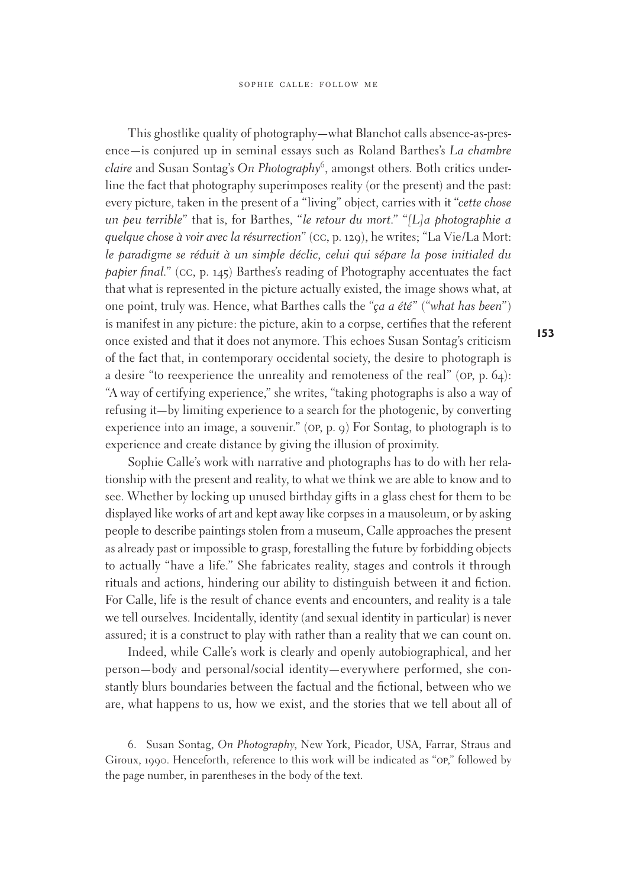This ghostlike quality of photography—what Blanchot calls absence-as-presence—is conjured up in seminal essays such as Roland Barthes's *La chambre claire* and Susan Sontag's *On Photography*[6], amongst others. Both critics underline the fact that photography superimposes reality (or the present) and the past: every picture, taken in the present of a "living" object, carries with it "*cette chose un peu terrible*" that is, for Barthes, "*le retour du mort*." "*[L]a photographie a quelque chose à voir avec la résurrection*" (CC, p. 129), he writes; "La Vie/La Mort: *le paradigme se réduit à un simple déclic, celui qui sépare la pose initialed du papier final*." (CC, p. 145) Barthes's reading of Photography accentuates the fact that what is represented in the picture actually existed, the image shows what, at one point, truly was. Hence, what Barthes calls the "*ça a été*" ("*what has been*") is manifest in any picture: the picture, akin to a corpse, certifies that the referent once existed and that it does not anymore. This echoes Susan Sontag's criticism of the fact that, in contemporary occidental society, the desire to photograph is a desire "to reexperience the unreality and remoteness of the real" (OP, p. 64): "A way of certifying experience," she writes, "taking photographs is also a way of refusing it—by limiting experience to a search for the photogenic, by converting experience into an image, a souvenir." (OP, p. 9) For Sontag, to photograph is to experience and create distance by giving the illusion of proximity.

Sophie Calle's work with narrative and photographs has to do with her relationship with the present and reality, to what we think we are able to know and to see. Whether by locking up unused birthday gifts in a glass chest for them to be displayed like works of art and kept away like corpses in a mausoleum, or by asking people to describe paintings stolen from a museum, Calle approaches the present as already past or impossible to grasp, forestalling the future by forbidding objects to actually "have a life." She fabricates reality, stages and controls it through rituals and actions, hindering our ability to distinguish between it and fiction. For Calle, life is the result of chance events and encounters, and reality is a tale we tell ourselves. Incidentally, identity (and sexual identity in particular) is never assured; it is a construct to play with rather than a reality that we can count on.

Indeed, while Calle's work is clearly and openly autobiographical, and her person—body and personal/social identity—everywhere performed, she constantly blurs boundaries between the factual and the fictional, between who we are, what happens to us, how we exist, and the stories that we tell about all of

6. Susan Sontag, *On Photography*, New York, Picador, USA, Farrar, Straus and Giroux, 1990. Henceforth, reference to this work will be indicated as "OP," followed by the page number, in parentheses in the body of the text.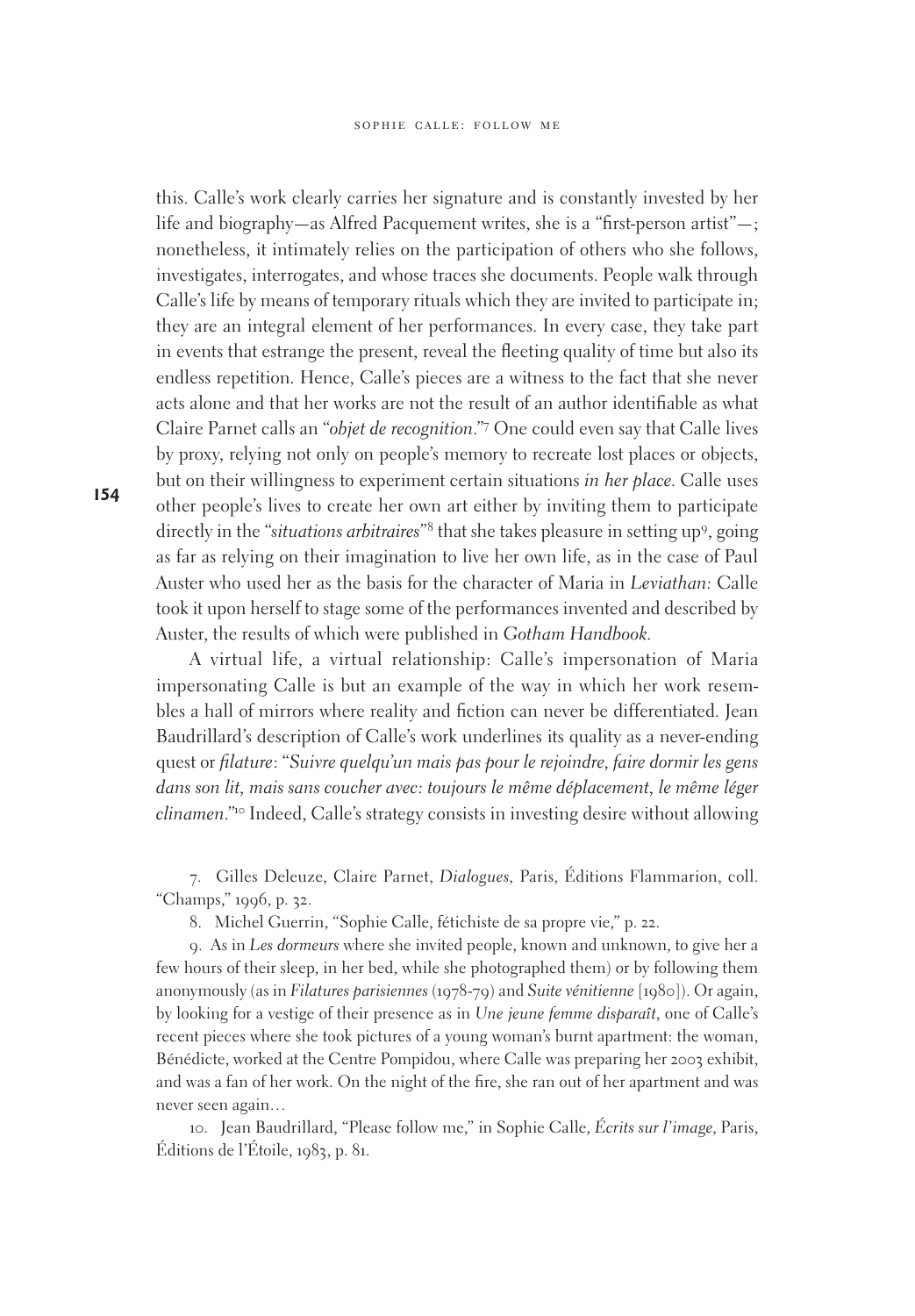this. Calle's work clearly carries her signature and is constantly invested by her life and biography—as Alfred Pacquement writes, she is a "first-person artist"—; nonetheless, it intimately relies on the participation of others who she follows, investigates, interrogates, and whose traces she documents. People walk through Calle's life by means of temporary rituals which they are invited to participate in; they are an integral element of her performances. In every case, they take part in events that estrange the present, reveal the fleeting quality of time but also its endless repetition. Hence, Calle's pieces are a witness to the fact that she never acts alone and that her works are not the result of an author identifiable as what Claire Parnet calls an "*objet de recognition*."[7] One could even say that Calle lives by proxy, relying not only on people's memory to recreate lost places or objects, but on their willingness to experiment certain situations *in her place*. Calle uses other people's lives to create her own art either by inviting them to participate directly in the "*situations arbitraires*"[8] that she takes pleasure in setting up[9], going as far as relying on their imagination to live her own life, as in the case of Paul Auster who used her as the basis for the character of Maria in *Leviathan*: Calle took it upon herself to stage some of the performances invented and described by Auster, the results of which were published in *Gotham Handbook*.

A virtual life, a virtual relationship: Calle's impersonation of Maria impersonating Calle is but an example of the way in which her work resembles a hall of mirrors where reality and fiction can never be differentiated. Jean Baudrillard's description of Calle's work underlines its quality as a never-ending quest or *filature*: "*Suivre quelqu'un mais pas pour le rejoindre, faire dormir les gens dans son lit, mais sans coucher avec: toujours le même déplacement, le même léger clinamen.*"[10] Indeed, Calle's strategy consists in investing desire without allowing

7. Gilles Deleuze, Claire Parnet, *Dialogues*, Paris, Éditions Flammarion, coll. "Champs," 1996, p. 32.

8. Michel Guerrin, "Sophie Calle, fétichiste de sa propre vie," p. 22.

9. As in *Les dormeurs* where she invited people, known and unknown, to give her a few hours of their sleep, in her bed, while she photographed them) or by following them anonymously (as in *Filatures parisiennes* (1978-79) and *Suite vénitienne* [1980]). Or again, by looking for a vestige of their presence as in *Une jeune femme disparaît*, one of Calle's recent pieces where she took pictures of a young woman's burnt apartment: the woman, Bénédicte, worked at the Centre Pompidou, where Calle was preparing her 2003 exhibit, and was a fan of her work. On the night of the fire, she ran out of her apartment and was never seen again…

10. Jean Baudrillard, "Please follow me," in Sophie Calle, *Écrits sur l'image*, Paris, Éditions de l'Étoile, 1983, p. 81.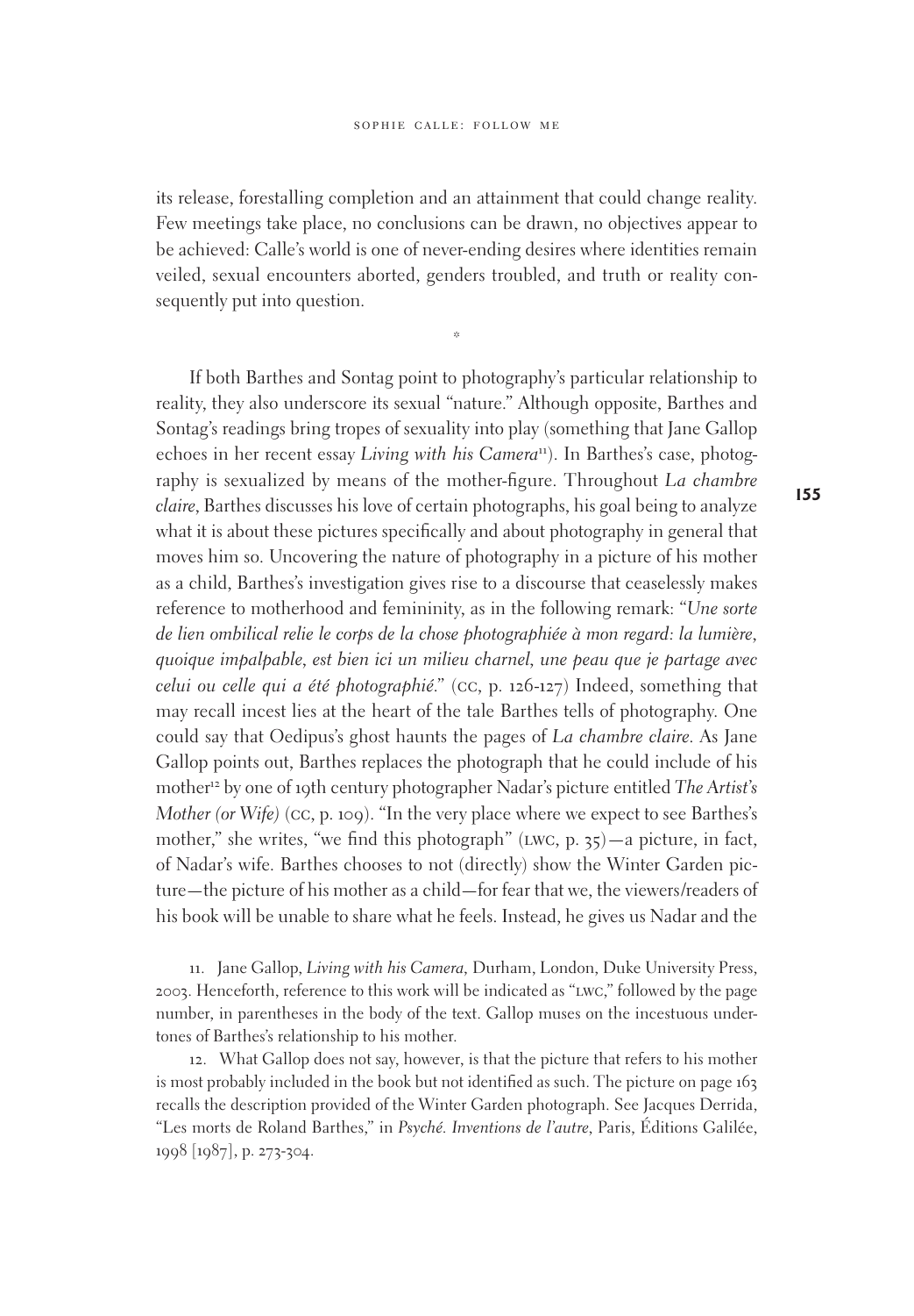its release, forestalling completion and an attainment that could change reality. Few meetings take place, no conclusions can be drawn, no objectives appear to be achieved: Calle's world is one of never-ending desires where identities remain veiled, sexual encounters aborted, genders troubled, and truth or reality consequently put into question.

*

If both Barthes and Sontag point to photography's particular relationship to reality, they also underscore its sexual "nature." Although opposite, Barthes and Sontag's readings bring tropes of sexuality into play (something that Jane Gallop echoes in her recent essay *Living with his Camera*[11]). In Barthes's case, photography is sexualized by means of the mother-figure. Throughout *La chambre claire*, Barthes discusses his love of certain photographs, his goal being to analyze what it is about these pictures specifically and about photography in general that moves him so. Uncovering the nature of photography in a picture of his mother as a child, Barthes's investigation gives rise to a discourse that ceaselessly makes reference to motherhood and femininity, as in the following remark: "*Une sorte de lien ombilical relie le corps de la chose photographiée à mon regard: la lumière, quoique impalpable, est bien ici un milieu charnel, une peau que je partage avec celui ou celle qui a été photographié.*" (CC, p. 126-127) Indeed, something that may recall incest lies at the heart of the tale Barthes tells of photography. One could say that Oedipus's ghost haunts the pages of *La chambre claire*. As Jane Gallop points out, Barthes replaces the photograph that he could include of his mother[12] by one of 19th century photographer Nadar's picture entitled *The Artist's Mother (or Wife)* (CC, p. 109). "In the very place where we expect to see Barthes's mother," she writes, "we find this photograph" (LWC, p. 35)—a picture, in fact, of Nadar's wife. Barthes chooses to not (directly) show the Winter Garden picture—the picture of his mother as a child—for fear that we, the viewers/readers of his book will be unable to share what he feels. Instead, he gives us Nadar and the

11. Jane Gallop, *Living with his Camera*, Durham, London, Duke University Press, 2003. Henceforth, reference to this work will be indicated as "LWC," followed by the page number, in parentheses in the body of the text. Gallop muses on the incestuous undertones of Barthes's relationship to his mother.

12. What Gallop does not say, however, is that the picture that refers to his mother is most probably included in the book but not identified as such. The picture on page 163 recalls the description provided of the Winter Garden photograph. See Jacques Derrida, "Les morts de Roland Barthes," in *Psyché. Inventions de l'autre*, Paris, Éditions Galilée, 1998 [1987], p. 273-304.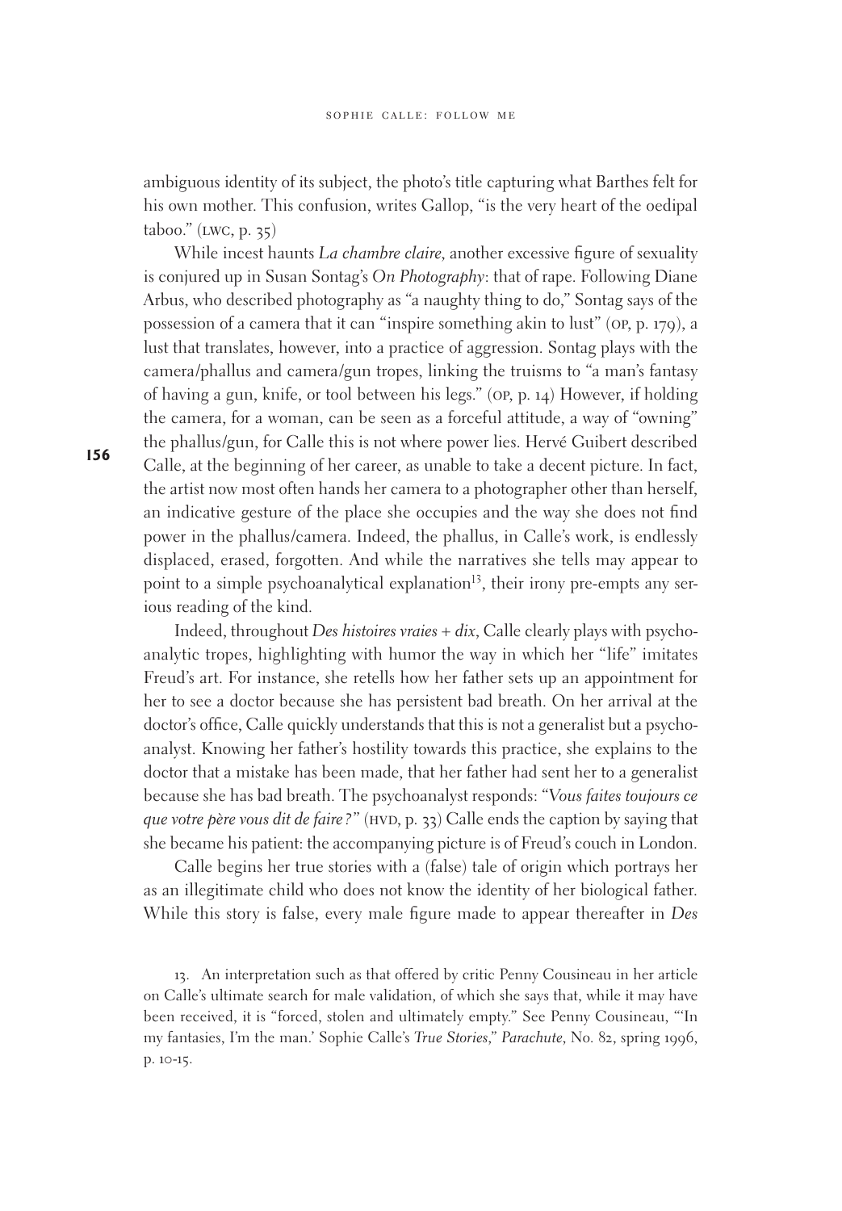ambiguous identity of its subject, the photo's title capturing what Barthes felt for his own mother. This confusion, writes Gallop, "is the very heart of the oedipal taboo." (LWC, p. 35)

While incest haunts *La chambre claire*, another excessive figure of sexuality is conjured up in Susan Sontag's *On Photography*: that of rape. Following Diane Arbus, who described photography as "a naughty thing to do," Sontag says of the possession of a camera that it can "inspire something akin to lust" (OP, p. 179), a lust that translates, however, into a practice of aggression. Sontag plays with the camera/phallus and camera/gun tropes, linking the truisms to "a man's fantasy of having a gun, knife, or tool between his legs." (OP, p. 14) However, if holding the camera, for a woman, can be seen as a forceful attitude, a way of "owning" the phallus/gun, for Calle this is not where power lies. Hervé Guibert described Calle, at the beginning of her career, as unable to take a decent picture. In fact, the artist now most often hands her camera to a photographer other than herself, an indicative gesture of the place she occupies and the way she does not find power in the phallus/camera. Indeed, the phallus, in Calle's work, is endlessly displaced, erased, forgotten. And while the narratives she tells may appear to point to a simple psychoanalytical explanation[13], their irony pre-empts any serious reading of the kind.

Indeed, throughout *Des histoires vraies + dix*, Calle clearly plays with psychoanalytic tropes, highlighting with humor the way in which her "life" imitates Freud's art. For instance, she retells how her father sets up an appointment for her to see a doctor because she has persistent bad breath. On her arrival at the doctor's office, Calle quickly understands that this is not a generalist but a psychoanalyst. Knowing her father's hostility towards this practice, she explains to the doctor that a mistake has been made, that her father had sent her to a generalist because she has bad breath. The psychoanalyst responds: "*Vous faites toujours ce que votre père vous dit de faire?*" (HVD, p. 33) Calle ends the caption by saying that she became his patient: the accompanying picture is of Freud's couch in London.

Calle begins her true stories with a (false) tale of origin which portrays her as an illegitimate child who does not know the identity of her biological father. While this story is false, every male figure made to appear thereafter in *Des*

13. An interpretation such as that offered by critic Penny Cousineau in her article on Calle's ultimate search for male validation, of which she says that, while it may have been received, it is "forced, stolen and ultimately empty." See Penny Cousineau, "'In my fantasies, I'm the man.' Sophie Calle's *True Stories*," *Parachute*, No. 82, spring 1996, p. 10-15.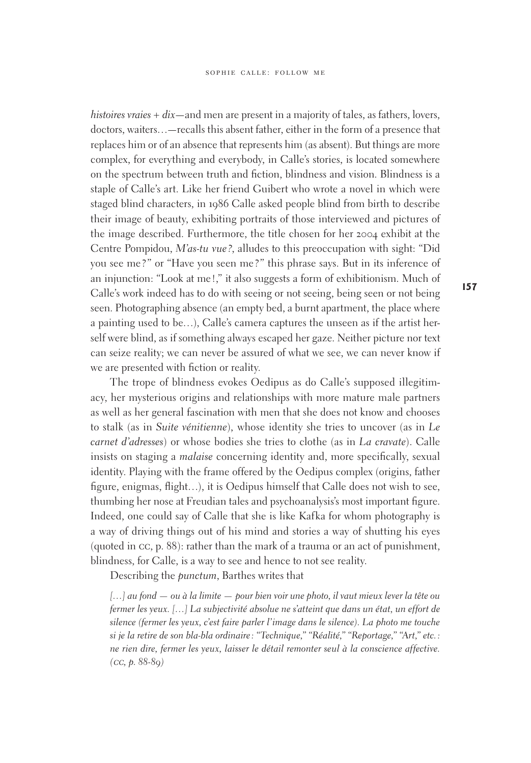*histoires vraies + dix*—and men are present in a majority of tales, as fathers, lovers, doctors, waiters…—recalls this absent father, either in the form of a presence that replaces him or of an absence that represents him (as absent). But things are more complex, for everything and everybody, in Calle's stories, is located somewhere on the spectrum between truth and fiction, blindness and vision. Blindness is a staple of Calle's art. Like her friend Guibert who wrote a novel in which were staged blind characters, in 1986 Calle asked people blind from birth to describe their image of beauty, exhibiting portraits of those interviewed and pictures of the image described. Furthermore, the title chosen for her 2004 exhibit at the Centre Pompidou, *M'as-tu vue?*, alludes to this preoccupation with sight: "Did you see me?" or "Have you seen me?" this phrase says. But in its inference of an injunction: "Look at me!," it also suggests a form of exhibitionism. Much of Calle's work indeed has to do with seeing or not seeing, being seen or not being seen. Photographing absence (an empty bed, a burnt apartment, the place where a painting used to be…), Calle's camera captures the unseen as if the artist herself were blind, as if something always escaped her gaze. Neither picture nor text can seize reality; we can never be assured of what we see, we can never know if we are presented with fiction or reality.

The trope of blindness evokes Oedipus as do Calle's supposed illegitimacy, her mysterious origins and relationships with more mature male partners as well as her general fascination with men that she does not know and chooses to stalk (as in *Suite vénitienne*), whose identity she tries to uncover (as in *Le carnet d'adresses*) or whose bodies she tries to clothe (as in *La cravate*). Calle insists on staging a *malaise* concerning identity and, more specifically, sexual identity. Playing with the frame offered by the Oedipus complex (origins, father figure, enigmas, flight…), it is Oedipus himself that Calle does not wish to see, thumbing her nose at Freudian tales and psychoanalysis's most important figure. Indeed, one could say of Calle that she is like Kafka for whom photography is a way of driving things out of his mind and stories a way of shutting his eyes (quoted in CC, p. 88): rather than the mark of a trauma or an act of punishment, blindness, for Calle, is a way to see and hence to not see reality.

Describing the *punctum*, Barthes writes that

> *[…] au fond — ou à la limite — pour bien voir une photo, il vaut mieux lever la tête ou fermer les yeux. […] La subjectivité absolue ne s'atteint que dans un état, un effort de silence (fermer les yeux, c'est faire parler l'image dans le silence). La photo me touche si je la retire de son bla-bla ordinaire: "Technique," "Réalité," "Reportage," "Art," etc.: ne rien dire, fermer les yeux, laisser le détail remonter seul à la conscience affective. (CC, p. 88-89)*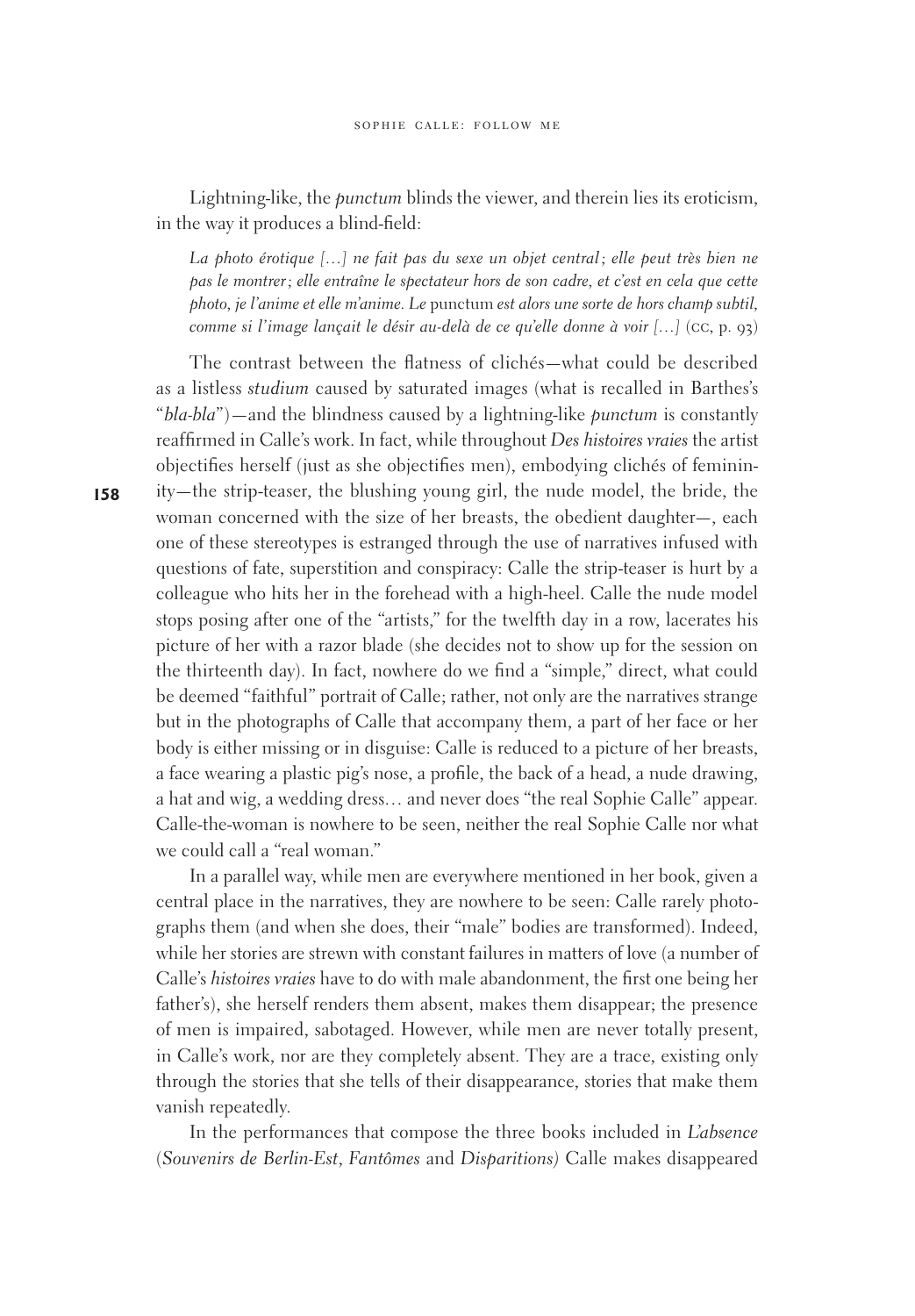Lightning-like, the *punctum* blinds the viewer, and therein lies its eroticism, in the way it produces a blind-field:

> *La photo érotique […] ne fait pas du sexe un objet central ; elle peut très bien ne pas le montrer ; elle entraîne le spectateur hors de son cadre, et c'est en cela que cette photo, je l'anime et elle m'anime. Le* punctum *est alors une sorte de hors champ subtil, comme si l'image lançait le désir au-delà de ce qu'elle donne à voir […]* (CC, p. 93)

The contrast between the flatness of clichés—what could be described as a listless *studium* caused by saturated images (what is recalled in Barthes's "*bla-bla*")—and the blindness caused by a lightning-like *punctum* is constantly reaffirmed in Calle's work. In fact, while throughout *Des histoires vraies* the artist objectifies herself (just as she objectifies men), embodying clichés of femininity—the strip-teaser, the blushing young girl, the nude model, the bride, the woman concerned with the size of her breasts, the obedient daughter—, each one of these stereotypes is estranged through the use of narratives infused with questions of fate, superstition and conspiracy: Calle the strip-teaser is hurt by a colleague who hits her in the forehead with a high-heel. Calle the nude model stops posing after one of the "artists," for the twelfth day in a row, lacerates his picture of her with a razor blade (she decides not to show up for the session on the thirteenth day). In fact, nowhere do we find a "simple," direct, what could be deemed "faithful" portrait of Calle; rather, not only are the narratives strange but in the photographs of Calle that accompany them, a part of her face or her body is either missing or in disguise: Calle is reduced to a picture of her breasts, a face wearing a plastic pig's nose, a profile, the back of a head, a nude drawing, a hat and wig, a wedding dress… and never does "the real Sophie Calle" appear. Calle-the-woman is nowhere to be seen, neither the real Sophie Calle nor what we could call a "real woman."

In a parallel way, while men are everywhere mentioned in her book, given a central place in the narratives, they are nowhere to be seen: Calle rarely photographs them (and when she does, their "male" bodies are transformed). Indeed, while her stories are strewn with constant failures in matters of love (a number of Calle's *histoires vraies* have to do with male abandonment, the first one being her father's), she herself renders them absent, makes them disappear; the presence of men is impaired, sabotaged. However, while men are never totally present, in Calle's work, nor are they completely absent. They are a trace, existing only through the stories that she tells of their disappearance, stories that make them vanish repeatedly.

In the performances that compose the three books included in *L'absence* (*Souvenirs de Berlin-Est*, *Fantômes* and *Disparitions*) Calle makes disappeared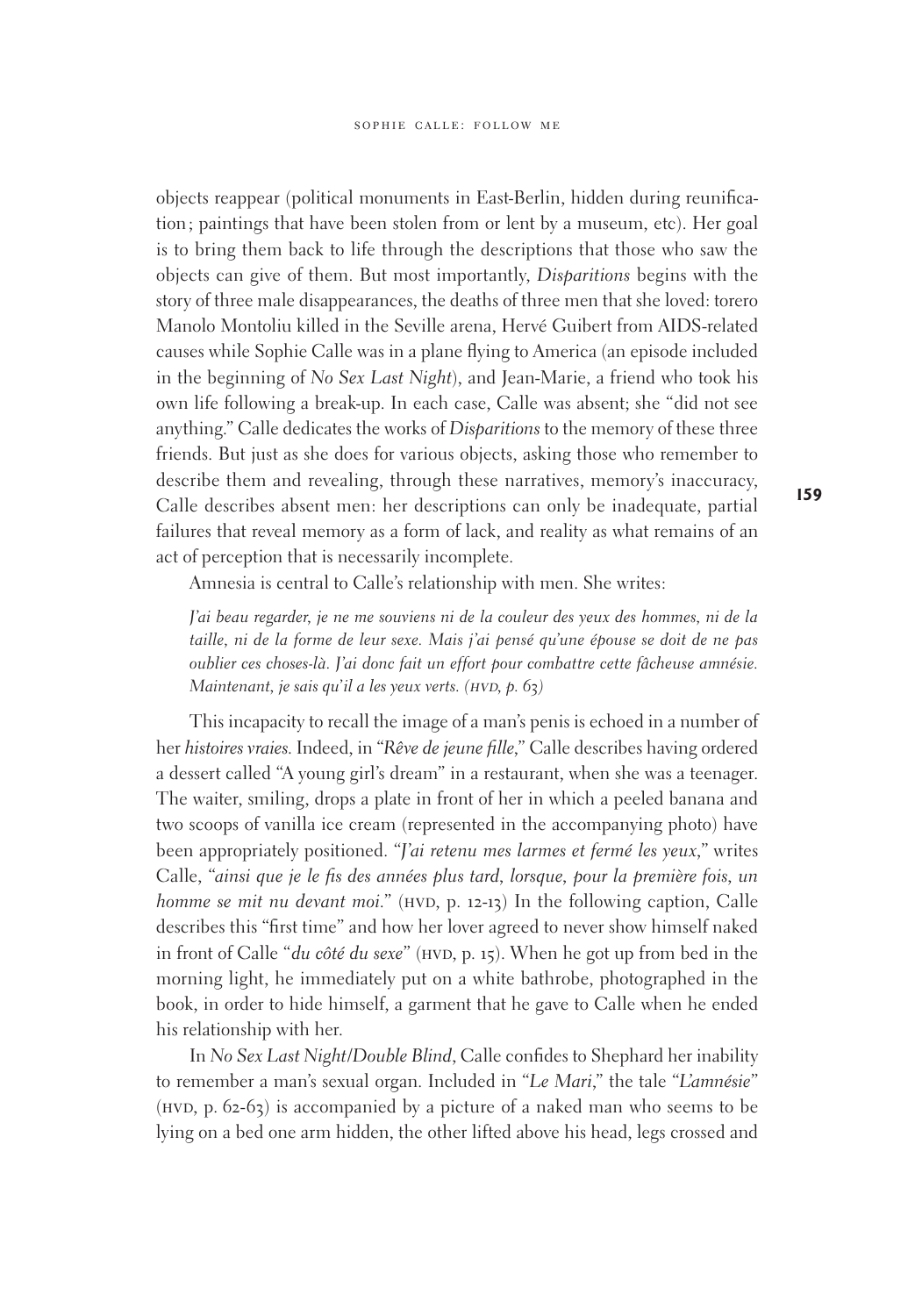objects reappear (political monuments in East-Berlin, hidden during reunification; paintings that have been stolen from or lent by a museum, etc). Her goal is to bring them back to life through the descriptions that those who saw the objects can give of them. But most importantly, *Disparitions* begins with the story of three male disappearances, the deaths of three men that she loved: torero Manolo Montoliu killed in the Seville arena, Hervé Guibert from AIDS-related causes while Sophie Calle was in a plane flying to America (an episode included in the beginning of *No Sex Last Night*), and Jean-Marie, a friend who took his own life following a break-up. In each case, Calle was absent; she "did not see anything." Calle dedicates the works of *Disparitions* to the memory of these three friends. But just as she does for various objects, asking those who remember to describe them and revealing, through these narratives, memory's inaccuracy, Calle describes absent men: her descriptions can only be inadequate, partial failures that reveal memory as a form of lack, and reality as what remains of an act of perception that is necessarily incomplete.

Amnesia is central to Calle's relationship with men. She writes:

> *J'ai beau regarder, je ne me souviens ni de la couleur des yeux des hommes, ni de la taille, ni de la forme de leur sexe. Mais j'ai pensé qu'une épouse se doit de ne pas oublier ces choses-là. J'ai donc fait un effort pour combattre cette fâcheuse amnésie. Maintenant, je sais qu'il a les yeux verts.* (HVD, p. 63)

This incapacity to recall the image of a man's penis is echoed in a number of her *histoires vraies*. Indeed, in "*Rêve de jeune fille*," Calle describes having ordered a dessert called "A young girl's dream" in a restaurant, when she was a teenager. The waiter, smiling, drops a plate in front of her in which a peeled banana and two scoops of vanilla ice cream (represented in the accompanying photo) have been appropriately positioned. "*J'ai retenu mes larmes et fermé les yeux*," writes Calle, "*ainsi que je le fis des années plus tard, lorsque, pour la première fois, un homme se mit nu devant moi.*" (HVD, p. 12-13) In the following caption, Calle describes this "first time" and how her lover agreed to never show himself naked in front of Calle "*du côté du sexe*" (HVD, p. 15). When he got up from bed in the morning light, he immediately put on a white bathrobe, photographed in the book, in order to hide himself, a garment that he gave to Calle when he ended his relationship with her.

In *No Sex Last Night/Double Blind*, Calle confides to Shephard her inability to remember a man's sexual organ. Included in "*Le Mari*," the tale "*L'amnésie*" (HVD, p. 62-63) is accompanied by a picture of a naked man who seems to be lying on a bed one arm hidden, the other lifted above his head, legs crossed and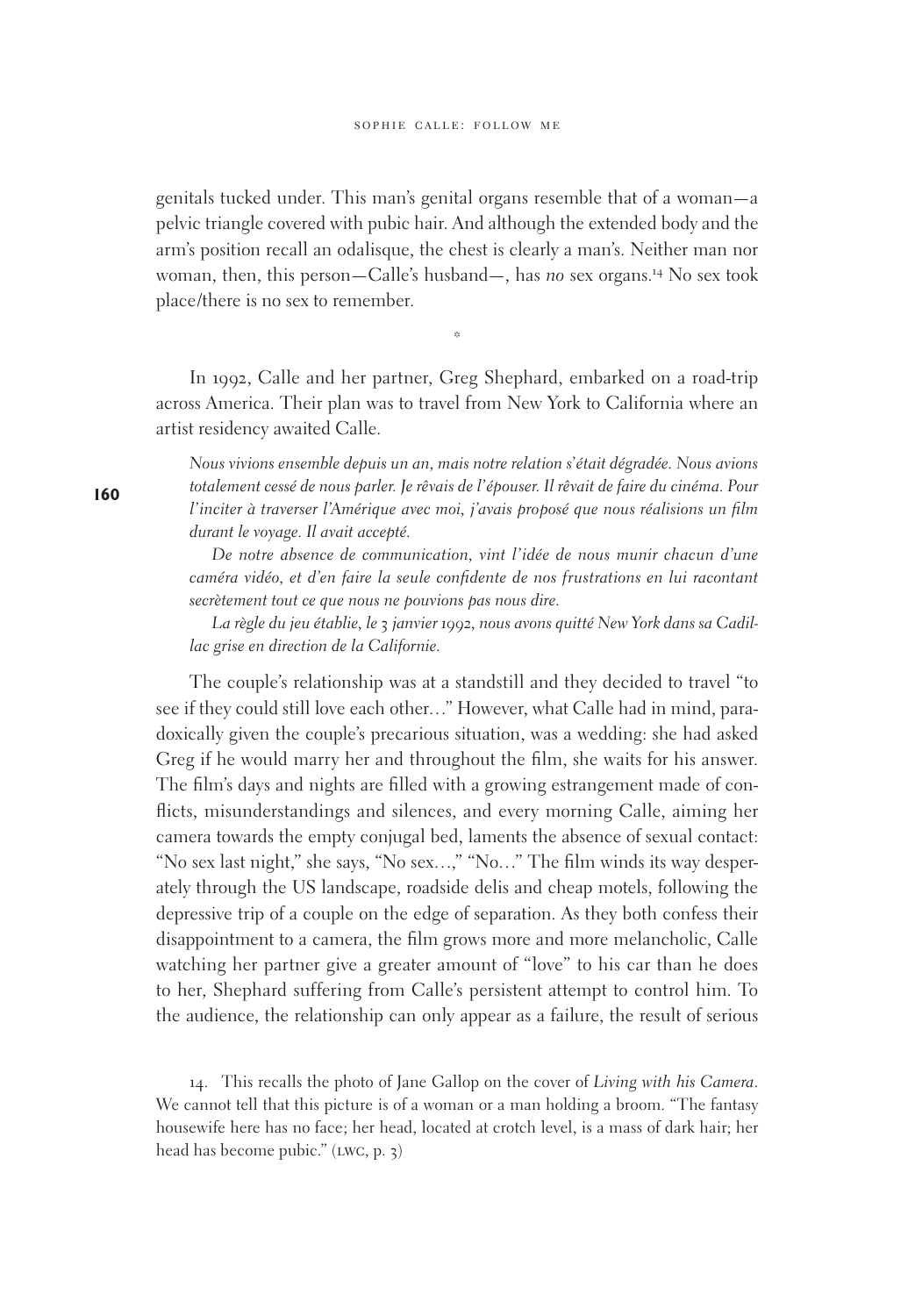genitals tucked under. This man's genital organs resemble that of a woman—a pelvic triangle covered with pubic hair. And although the extended body and the arm's position recall an odalisque, the chest is clearly a man's. Neither man nor woman, then, this person—Calle's husband—, has *no* sex organs.[14] No sex took place/there is no sex to remember.

*

In 1992, Calle and her partner, Greg Shephard, embarked on a road-trip across America. Their plan was to travel from New York to California where an artist residency awaited Calle.

> *Nous vivions ensemble depuis un an, mais notre relation s'était dégradée. Nous avions totalement cessé de nous parler. Je rêvais de l'épouser. Il rêvait de faire du cinéma. Pour l'inciter à traverser l'Amérique avec moi, j'avais proposé que nous réalisions un film durant le voyage. Il avait accepté.*
>
> *De notre absence de communication, vint l'idée de nous munir chacun d'une caméra vidéo, et d'en faire la seule confidente de nos frustrations en lui racontant secrètement tout ce que nous ne pouvions pas nous dire.*
>
> *La règle du jeu établie, le 3 janvier 1992, nous avons quitté New York dans sa Cadillac grise en direction de la Californie.*

The couple's relationship was at a standstill and they decided to travel "to see if they could still love each other…" However, what Calle had in mind, paradoxically given the couple's precarious situation, was a wedding: she had asked Greg if he would marry her and throughout the film, she waits for his answer. The film's days and nights are filled with a growing estrangement made of conflicts, misunderstandings and silences, and every morning Calle, aiming her camera towards the empty conjugal bed, laments the absence of sexual contact: "No sex last night," she says, "No sex…," "No…" The film winds its way desperately through the US landscape, roadside delis and cheap motels, following the depressive trip of a couple on the edge of separation. As they both confess their disappointment to a camera, the film grows more and more melancholic, Calle watching her partner give a greater amount of "love" to his car than he does to her, Shephard suffering from Calle's persistent attempt to control him. To the audience, the relationship can only appear as a failure, the result of serious

14. This recalls the photo of Jane Gallop on the cover of *Living with his Camera*. We cannot tell that this picture is of a woman or a man holding a broom. "The fantasy housewife here has no face; her head, located at crotch level, is a mass of dark hair; her head has become pubic." (LWC, p. 3)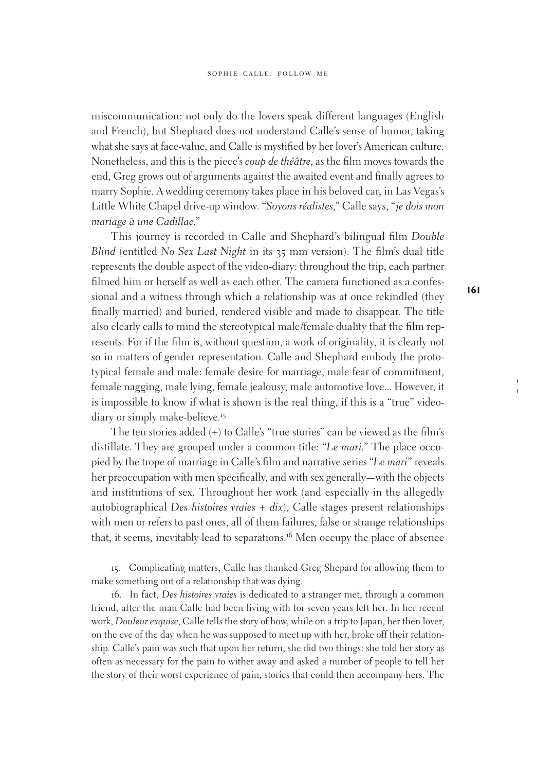miscommunication: not only do the lovers speak different languages (English and French), but Shephard does not understand Calle's sense of humor, taking what she says at face-value, and Calle is mystified by her lover's American culture. Nonetheless, and this is the piece's *coup de théâtre*, as the film moves towards the end, Greg grows out of arguments against the awaited event and finally agrees to marry Sophie. A wedding ceremony takes place in his beloved car, in Las Vegas's Little White Chapel drive-up window. "*Soyons réalistes*," Calle says, "*je dois mon mariage à une Cadillac*."

This journey is recorded in Calle and Shephard's bilingual film *Double Blind* (entitled *No Sex Last Night* in its 35 mm version). The film's dual title represents the double aspect of the video-diary: throughout the trip, each partner filmed him or herself as well as each other. The camera functioned as a confessional and a witness through which a relationship was at once rekindled (they finally married) and buried, rendered visible and made to disappear. The title also clearly calls to mind the stereotypical male/female duality that the film represents. For if the film is, without question, a work of originality, it is clearly not so in matters of gender representation. Calle and Shephard embody the prototypical female and male: female desire for marriage, male fear of commitment, female nagging, male lying, female jealousy, male automotive love... However, it is impossible to know if what is shown is the real thing, if this is a "true" video-diary or simply make-believe.[15]

The ten stories added (+) to Calle's "true stories" can be viewed as the film's distillate. They are grouped under a common title: "*Le mari*." The place occupied by the trope of marriage in Calle's film and narrative series "*Le mari*" reveals her preoccupation with men specifically, and with sex generally—with the objects and institutions of sex. Throughout her work (and especially in the allegedly autobiographical *Des histoires vraies + dix*), Calle stages present relationships with men or refers to past ones, all of them failures, false or strange relationships that, it seems, inevitably lead to separations.[16] Men occupy the place of absence

15. Complicating matters, Calle has thanked Greg Shepard for allowing them to make something out of a relationship that was dying.

16. In fact, *Des histoires vraies* is dedicated to a stranger met, through a common friend, after the man Calle had been living with for seven years left her. In her recent work, *Douleur exquise*, Calle tells the story of how, while on a trip to Japan, her then lover, on the eve of the day when he was supposed to meet up with her, broke off their relationship. Calle's pain was such that upon her return, she did two things: she told her story as often as necessary for the pain to wither away and asked a number of people to tell her the story of their worst experience of pain, stories that could then accompany hers. The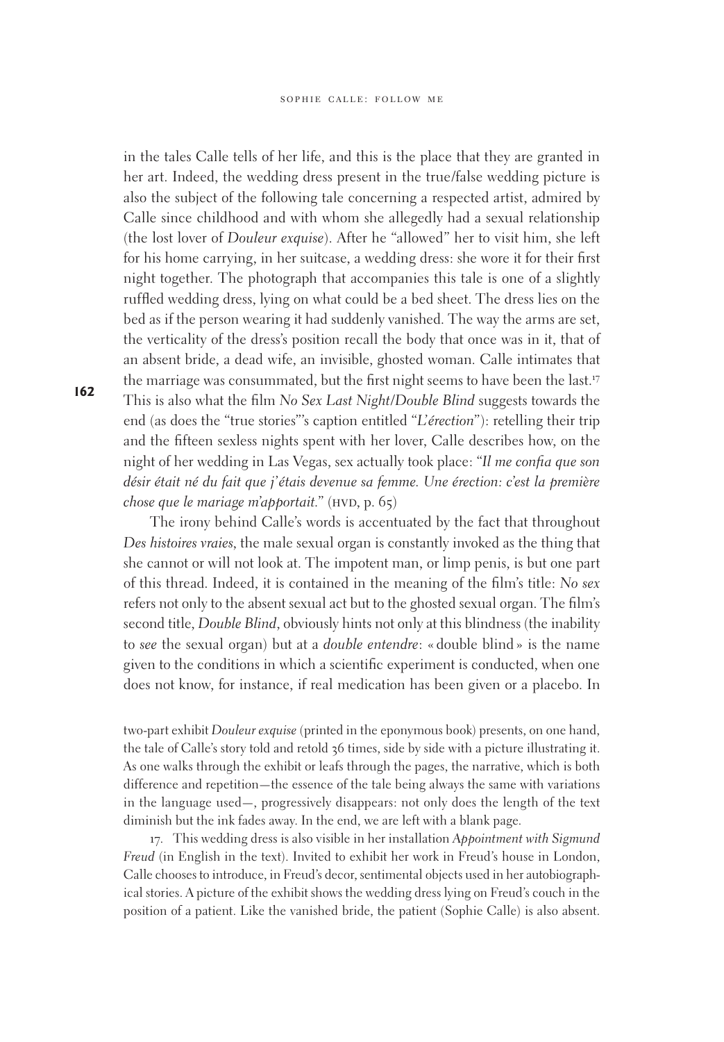in the tales Calle tells of her life, and this is the place that they are granted in her art. Indeed, the wedding dress present in the true/false wedding picture is also the subject of the following tale concerning a respected artist, admired by Calle since childhood and with whom she allegedly had a sexual relationship (the lost lover of *Douleur exquise*). After he "allowed" her to visit him, she left for his home carrying, in her suitcase, a wedding dress: she wore it for their first night together. The photograph that accompanies this tale is one of a slightly ruffled wedding dress, lying on what could be a bed sheet. The dress lies on the bed as if the person wearing it had suddenly vanished. The way the arms are set, the verticality of the dress's position recall the body that once was in it, that of an absent bride, a dead wife, an invisible, ghosted woman. Calle intimates that the marriage was consummated, but the first night seems to have been the last.[17] This is also what the film *No Sex Last Night/Double Blind* suggests towards the end (as does the "true stories"'s caption entitled "*L'érection*"): retelling their trip and the fifteen sexless nights spent with her lover, Calle describes how, on the night of her wedding in Las Vegas, sex actually took place: "*Il me confia que son désir était né du fait que j'étais devenue sa femme. Une érection: c'est la première chose que le mariage m'apportait.*" (HVD, p. 65)

The irony behind Calle's words is accentuated by the fact that throughout *Des histoires vraies*, the male sexual organ is constantly invoked as the thing that she cannot or will not look at. The impotent man, or limp penis, is but one part of this thread. Indeed, it is contained in the meaning of the film's title: *No sex* refers not only to the absent sexual act but to the ghosted sexual organ. The film's second title, *Double Blind*, obviously hints not only at this blindness (the inability to *see* the sexual organ) but at a *double entendre*: « double blind » is the name given to the conditions in which a scientific experiment is conducted, when one does not know, for instance, if real medication has been given or a placebo. In

two-part exhibit *Douleur exquise* (printed in the eponymous book) presents, on one hand, the tale of Calle's story told and retold 36 times, side by side with a picture illustrating it. As one walks through the exhibit or leafs through the pages, the narrative, which is both difference and repetition—the essence of the tale being always the same with variations in the language used—, progressively disappears: not only does the length of the text diminish but the ink fades away. In the end, we are left with a blank page.

17. This wedding dress is also visible in her installation *Appointment with Sigmund Freud* (in English in the text). Invited to exhibit her work in Freud's house in London, Calle chooses to introduce, in Freud's decor, sentimental objects used in her autobiographical stories. A picture of the exhibit shows the wedding dress lying on Freud's couch in the position of a patient. Like the vanished bride, the patient (Sophie Calle) is also absent.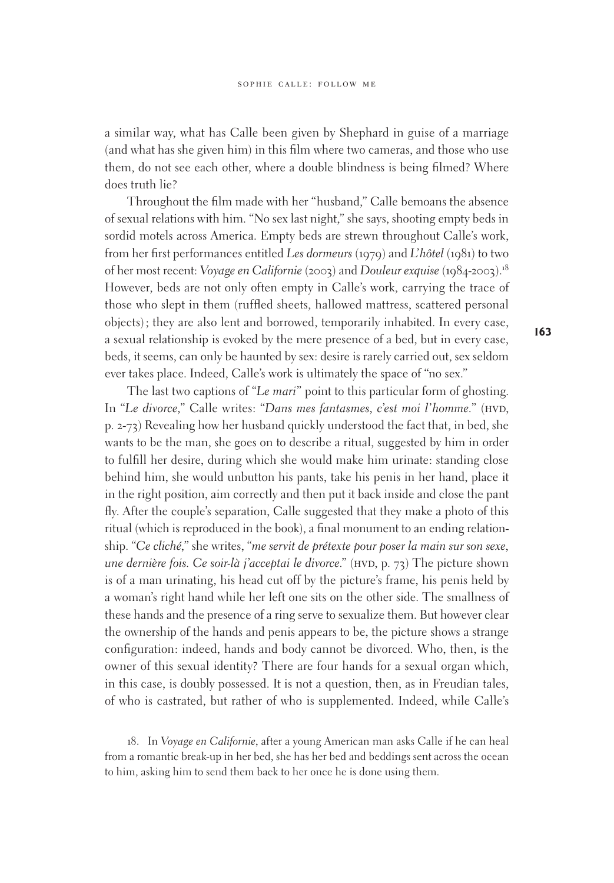a similar way, what has Calle been given by Shephard in guise of a marriage (and what has she given him) in this film where two cameras, and those who use them, do not see each other, where a double blindness is being filmed? Where does truth lie?

Throughout the film made with her "husband," Calle bemoans the absence of sexual relations with him. "No sex last night," she says, shooting empty beds in sordid motels across America. Empty beds are strewn throughout Calle's work, from her first performances entitled *Les dormeurs* (1979) and *L'hôtel* (1981) to two of her most recent: *Voyage en Californie* (2003) and *Douleur exquise* (1984-2003).[18] However, beds are not only often empty in Calle's work, carrying the trace of those who slept in them (ruffled sheets, hallowed mattress, scattered personal objects); they are also lent and borrowed, temporarily inhabited. In every case, a sexual relationship is evoked by the mere presence of a bed, but in every case, beds, it seems, can only be haunted by sex: desire is rarely carried out, sex seldom ever takes place. Indeed, Calle's work is ultimately the space of "no sex."

The last two captions of "*Le mari*" point to this particular form of ghosting. In "*Le divorce*," Calle writes: "*Dans mes fantasmes, c'est moi l'homme*." (HVD, p. 2-73) Revealing how her husband quickly understood the fact that, in bed, she wants to be the man, she goes on to describe a ritual, suggested by him in order to fulfill her desire, during which she would make him urinate: standing close behind him, she would unbutton his pants, take his penis in her hand, place it in the right position, aim correctly and then put it back inside and close the pant fly. After the couple's separation, Calle suggested that they make a photo of this ritual (which is reproduced in the book), a final monument to an ending relationship. "*Ce cliché*," she writes, "*me servit de prétexte pour poser la main sur son sexe, une dernière fois. Ce soir-là j'acceptai le divorce*." (HVD, p. 73) The picture shown is of a man urinating, his head cut off by the picture's frame, his penis held by a woman's right hand while her left one sits on the other side. The smallness of these hands and the presence of a ring serve to sexualize them. But however clear the ownership of the hands and penis appears to be, the picture shows a strange configuration: indeed, hands and body cannot be divorced. Who, then, is the owner of this sexual identity? There are four hands for a sexual organ which, in this case, is doubly possessed. It is not a question, then, as in Freudian tales, of who is castrated, but rather of who is supplemented. Indeed, while Calle's

18. In *Voyage en Californie*, after a young American man asks Calle if he can heal from a romantic break-up in her bed, she has her bed and beddings sent across the ocean to him, asking him to send them back to her once he is done using them.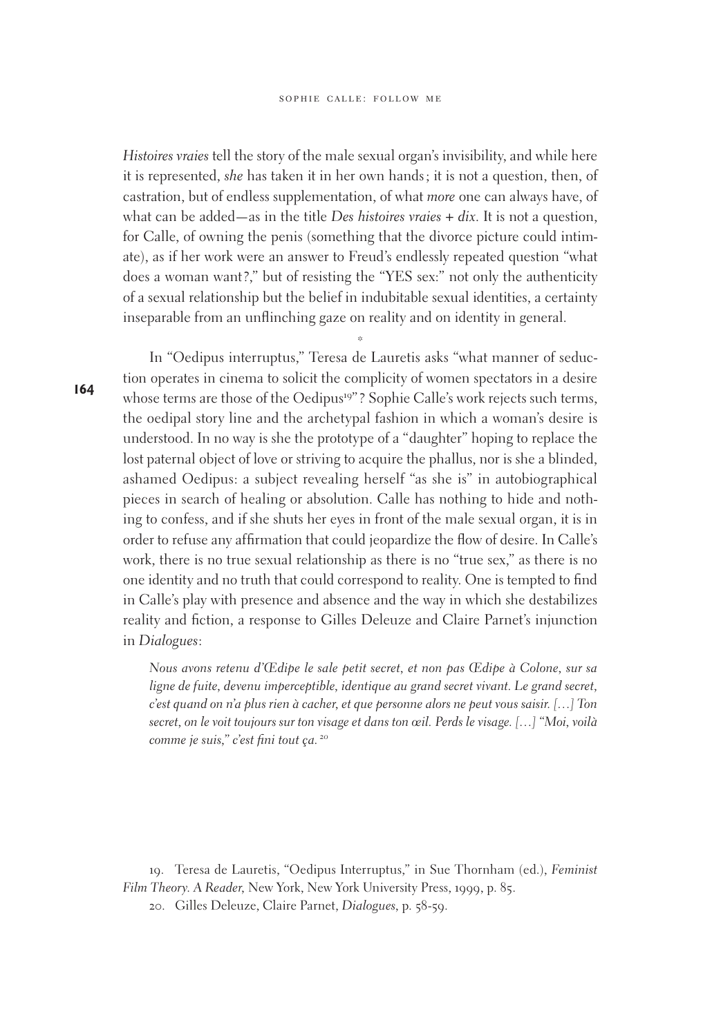*Histoires vraies* tell the story of the male sexual organ's invisibility, and while here it is represented, *she* has taken it in her own hands; it is not a question, then, of castration, but of endless supplementation, of what *more* one can always have, of what can be added—as in the title *Des histoires vraies + dix*. It is not a question, for Calle, of owning the penis (something that the divorce picture could intimate), as if her work were an answer to Freud's endlessly repeated question "what does a woman want?," but of resisting the "YES sex:" not only the authenticity of a sexual relationship but the belief in indubitable sexual identities, a certainty inseparable from an unflinching gaze on reality and on identity in general.

*

In "Oedipus interruptus," Teresa de Lauretis asks "what manner of seduction operates in cinema to solicit the complicity of women spectators in a desire whose terms are those of the Oedipus[19]"? Sophie Calle's work rejects such terms, the oedipal story line and the archetypal fashion in which a woman's desire is understood. In no way is she the prototype of a "daughter" hoping to replace the lost paternal object of love or striving to acquire the phallus, nor is she a blinded, ashamed Oedipus: a subject revealing herself "as she is" in autobiographical pieces in search of healing or absolution. Calle has nothing to hide and nothing to confess, and if she shuts her eyes in front of the male sexual organ, it is in order to refuse any affirmation that could jeopardize the flow of desire. In Calle's work, there is no true sexual relationship as there is no "true sex," as there is no one identity and no truth that could correspond to reality. One is tempted to find in Calle's play with presence and absence and the way in which she destabilizes reality and fiction, a response to Gilles Deleuze and Claire Parnet's injunction in *Dialogues*:

> *Nous avons retenu d'Œdipe le sale petit secret, et non pas Œdipe à Colone, sur sa ligne de fuite, devenu imperceptible, identique au grand secret vivant. Le grand secret, c'est quand on n'a plus rien à cacher, et que personne alors ne peut vous saisir. […] Ton secret, on le voit toujours sur ton visage et dans ton œil. Perds le visage. […] "Moi, voilà comme je suis," c'est fini tout ça.* [20]

19. Teresa de Lauretis, "Oedipus Interruptus," in Sue Thornham (ed.), *Feminist Film Theory. A Reader*, New York, New York University Press, 1999, p. 85.

20. Gilles Deleuze, Claire Parnet, *Dialogues*, p. 58-59.